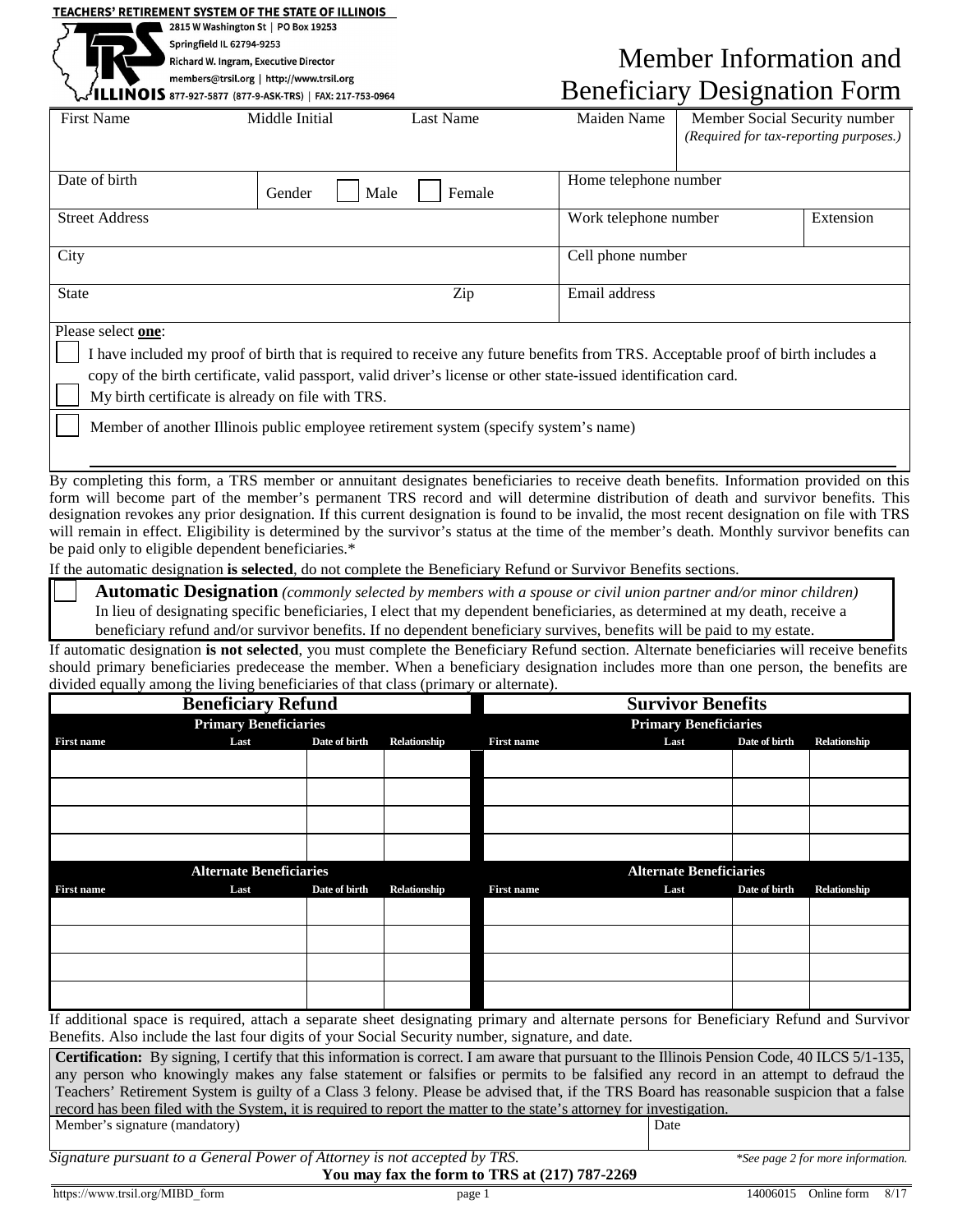**TEACHERS' RETIREMENT SYSTEM OF THE STATE OF ILLINOIS**

2815 W Washington St | PO Box 19253
Springfield IL 62794-9253
Richard W. Ingram, Executive Director
members@trsil.org | http://www.trsil.org
877-927-5877 (877-9-ASK-TRS) | FAX: 217-753-0964

# Member Information and Beneficiary Designation Form

| First Name | Middle Initial | Last Name | Maiden Name | Member Social Security number *(Required for tax-reporting purposes.)* |
|---|---|---|---|---|
| | | | | |

| Date of birth | Gender ☐ Male ☐ Female | Home telephone number | |
|---|---|---|---|
| Street Address | | Work telephone number | Extension |
| City | | Cell phone number | |
| State | Zip | Email address | |

Please select **one**:

☐ I have included my proof of birth that is required to receive any future benefits from TRS. Acceptable proof of birth includes a copy of the birth certificate, valid passport, valid driver's license or other state-issued identification card.

☐ My birth certificate is already on file with TRS.

☐ Member of another Illinois public employee retirement system (specify system's name)

______________________________________________

By completing this form, a TRS member or annuitant designates beneficiaries to receive death benefits. Information provided on this form will become part of the member's permanent TRS record and will determine distribution of death and survivor benefits. This designation revokes any prior designation. If this current designation is found to be invalid, the most recent designation on file with TRS will remain in effect. Eligibility is determined by the survivor's status at the time of the member's death. Monthly survivor benefits can be paid only to eligible dependent beneficiaries.*

If the automatic designation **is selected**, do not complete the Beneficiary Refund or Survivor Benefits sections.

☐ **Automatic Designation** *(commonly selected by members with a spouse or civil union partner and/or minor children)*
In lieu of designating specific beneficiaries, I elect that my dependent beneficiaries, as determined at my death, receive a beneficiary refund and/or survivor benefits. If no dependent beneficiary survives, benefits will be paid to my estate.

If automatic designation **is not selected**, you must complete the Beneficiary Refund section. Alternate beneficiaries will receive benefits should primary beneficiaries predecease the member. When a beneficiary designation includes more than one person, the benefits are divided equally among the living beneficiaries of that class (primary or alternate).

| **Beneficiary Refund** | | | | **Survivor Benefits** | | | |
|---|---|---|---|---|---|---|---|
| **Primary Beneficiaries** | | | | **Primary Beneficiaries** | | | |
| **First name** | **Last** | **Date of birth** | **Relationship** | **First name** | **Last** | **Date of birth** | **Relationship** |
| | | | | | | | |
| | | | | | | | |
| | | | | | | | |
| | | | | | | | |
| **Alternate Beneficiaries** | | | | **Alternate Beneficiaries** | | | |
| **First name** | **Last** | **Date of birth** | **Relationship** | **First name** | **Last** | **Date of birth** | **Relationship** |
| | | | | | | | |
| | | | | | | | |
| | | | | | | | |
| | | | | | | | |

If additional space is required, attach a separate sheet designating primary and alternate persons for Beneficiary Refund and Survivor Benefits. Also include the last four digits of your Social Security number, signature, and date.

**Certification:** By signing, I certify that this information is correct. I am aware that pursuant to the Illinois Pension Code, 40 ILCS 5/1-135, any person who knowingly makes any false statement or falsifies or permits to be falsified any record in an attempt to defraud the Teachers' Retirement System is guilty of a Class 3 felony. Please be advised that, if the TRS Board has reasonable suspicion that a false record has been filed with the System, it is required to report the matter to the state's attorney for investigation.

| Member's signature (mandatory) | Date |
|---|---|
| | |

*Signature pursuant to a General Power of Attorney is not accepted by TRS.*

*\*See page 2 for more information.*

**You may fax the form to TRS at (217) 787-2269**

https://www.trsil.org/MIBD_form 14006015 Online form 8/17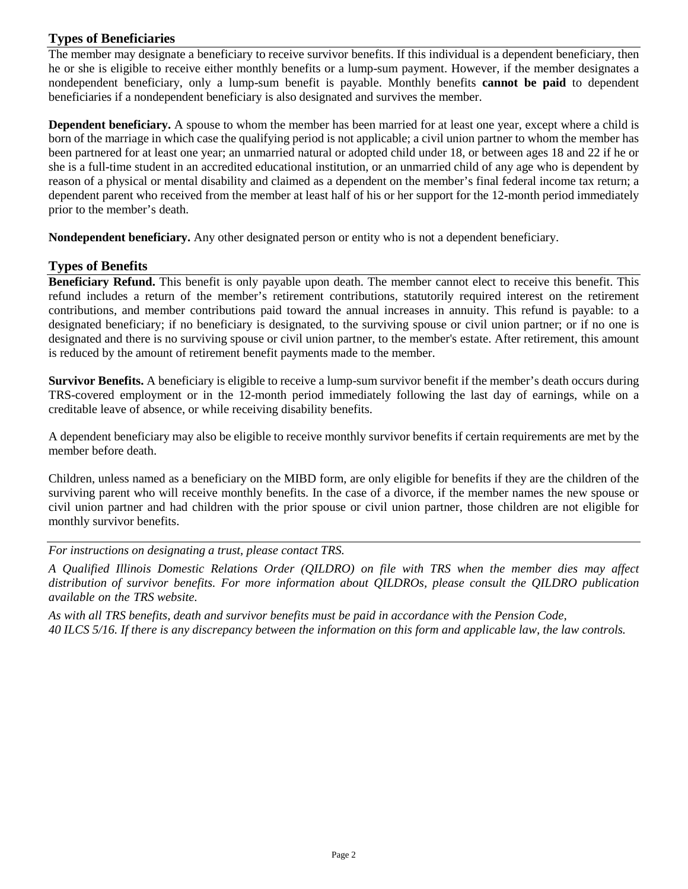## Types of Beneficiaries

The member may designate a beneficiary to receive survivor benefits. If this individual is a dependent beneficiary, then he or she is eligible to receive either monthly benefits or a lump-sum payment. However, if the member designates a nondependent beneficiary, only a lump-sum benefit is payable. Monthly benefits **cannot be paid** to dependent beneficiaries if a nondependent beneficiary is also designated and survives the member.

**Dependent beneficiary.** A spouse to whom the member has been married for at least one year, except where a child is born of the marriage in which case the qualifying period is not applicable; a civil union partner to whom the member has been partnered for at least one year; an unmarried natural or adopted child under 18, or between ages 18 and 22 if he or she is a full-time student in an accredited educational institution, or an unmarried child of any age who is dependent by reason of a physical or mental disability and claimed as a dependent on the member's final federal income tax return; a dependent parent who received from the member at least half of his or her support for the 12-month period immediately prior to the member's death.

**Nondependent beneficiary.** Any other designated person or entity who is not a dependent beneficiary.

## Types of Benefits

**Beneficiary Refund.** This benefit is only payable upon death. The member cannot elect to receive this benefit. This refund includes a return of the member's retirement contributions, statutorily required interest on the retirement contributions, and member contributions paid toward the annual increases in annuity. This refund is payable: to a designated beneficiary; if no beneficiary is designated, to the surviving spouse or civil union partner; or if no one is designated and there is no surviving spouse or civil union partner, to the member's estate. After retirement, this amount is reduced by the amount of retirement benefit payments made to the member.

**Survivor Benefits.** A beneficiary is eligible to receive a lump-sum survivor benefit if the member's death occurs during TRS-covered employment or in the 12-month period immediately following the last day of earnings, while on a creditable leave of absence, or while receiving disability benefits.

A dependent beneficiary may also be eligible to receive monthly survivor benefits if certain requirements are met by the member before death.

Children, unless named as a beneficiary on the MIBD form, are only eligible for benefits if they are the children of the surviving parent who will receive monthly benefits. In the case of a divorce, if the member names the new spouse or civil union partner and had children with the prior spouse or civil union partner, those children are not eligible for monthly survivor benefits.

---

*For instructions on designating a trust, please contact TRS.*

*A Qualified Illinois Domestic Relations Order (QILDRO) on file with TRS when the member dies may affect distribution of survivor benefits. For more information about QILDROs, please consult the QILDRO publication available on the TRS website.*

*As with all TRS benefits, death and survivor benefits must be paid in accordance with the Pension Code, 40 ILCS 5/16. If there is any discrepancy between the information on this form and applicable law, the law controls.*